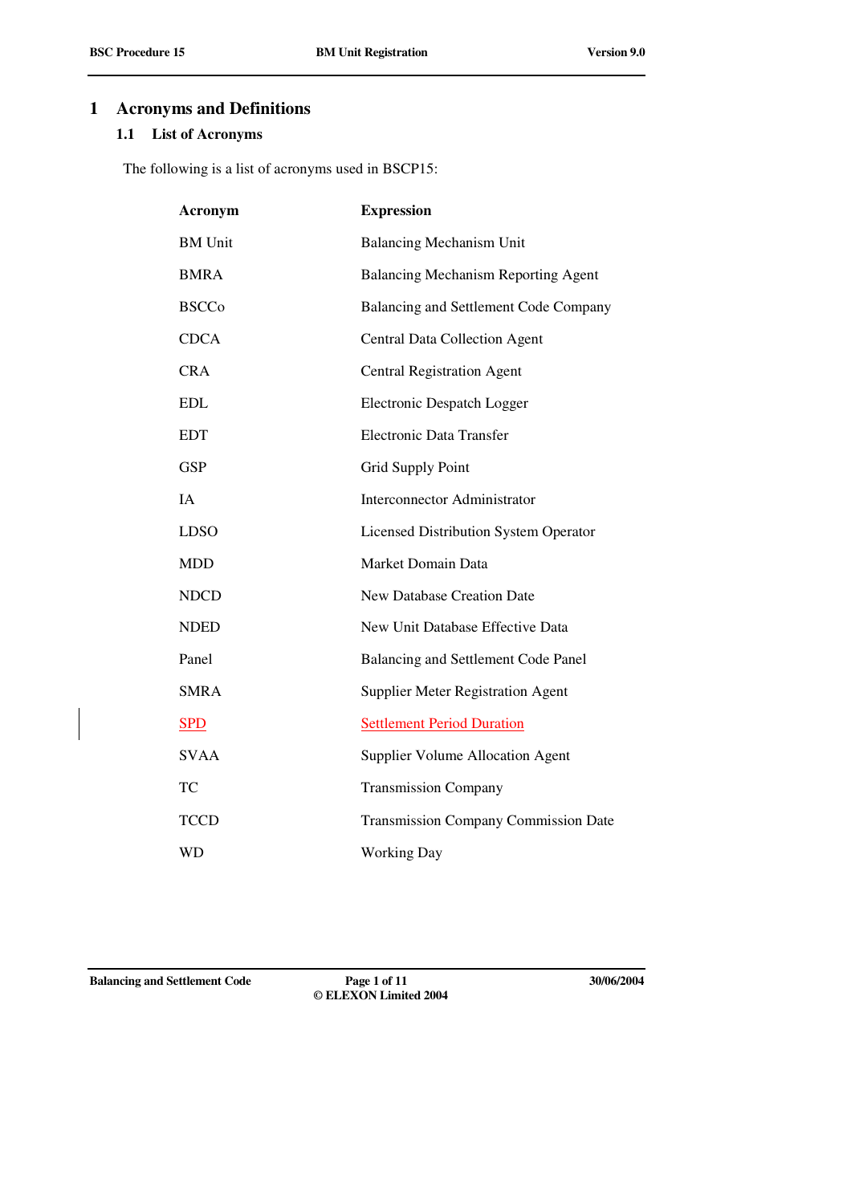# 1 Acronyms and Definitions

## 1.1 List of Acronyms

The following is a list of acronyms used in BSCP15:

| Acronym | Expression |
|---|---|
| BM Unit | Balancing Mechanism Unit |
| BMRA | Balancing Mechanism Reporting Agent |
| BSCCo | Balancing and Settlement Code Company |
| CDCA | Central Data Collection Agent |
| CRA | Central Registration Agent |
| EDL | Electronic Despatch Logger |
| EDT | Electronic Data Transfer |
| GSP | Grid Supply Point |
| IA | Interconnector Administrator |
| LDSO | Licensed Distribution System Operator |
| MDD | Market Domain Data |
| NDCD | New Database Creation Date |
| NDED | New Unit Database Effective Data |
| Panel | Balancing and Settlement Code Panel |
| SMRA | Supplier Meter Registration Agent |
| SPD | Settlement Period Duration |
| SVAA | Supplier Volume Allocation Agent |
| TC | Transmission Company |
| TCCD | Transmission Company Commission Date |
| WD | Working Day |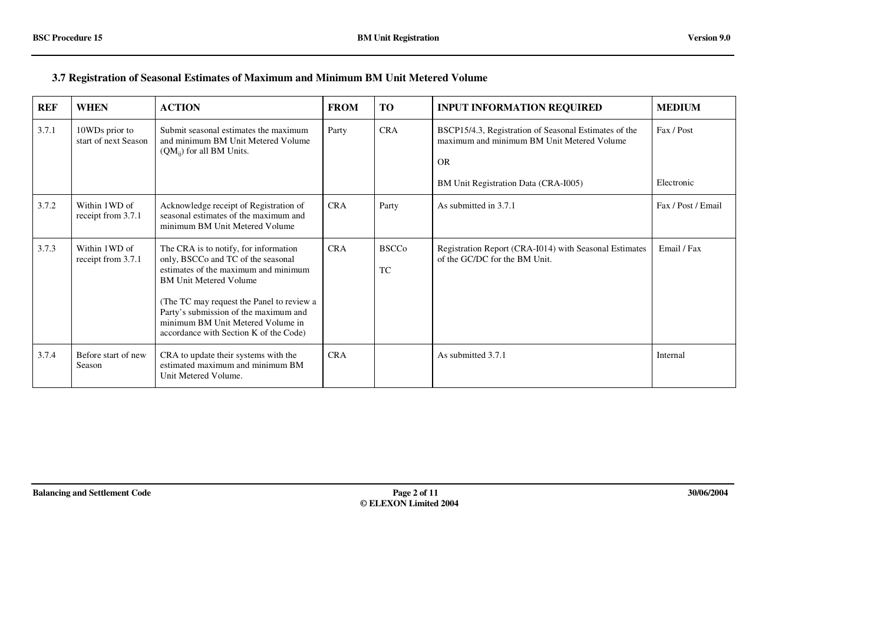### 3.7 Registration of Seasonal Estimates of Maximum and Minimum BM Unit Metered Volume

| REF | WHEN | ACTION | FROM | TO | INPUT INFORMATION REQUIRED | MEDIUM |
|---|---|---|---|---|---|---|
| 3.7.1 | 10WDs prior to start of next Season | Submit seasonal estimates the maximum and minimum BM Unit Metered Volume ($QM_{ij}$) for all BM Units. | Party | CRA | BSCP15/4.3, Registration of Seasonal Estimates of the maximum and minimum BM Unit Metered Volume<br><br>OR<br><br>BM Unit Registration Data (CRA-I005) | Fax / Post<br><br><br><br>Electronic |
| 3.7.2 | Within 1WD of receipt from 3.7.1 | Acknowledge receipt of Registration of seasonal estimates of the maximum and minimum BM Unit Metered Volume | CRA | Party | As submitted in 3.7.1 | Fax / Post / Email |
| 3.7.3 | Within 1WD of receipt from 3.7.1 | The CRA is to notify, for information only, BSCCo and TC of the seasonal estimates of the maximum and minimum BM Unit Metered Volume<br><br>(The TC may request the Panel to review a Party's submission of the maximum and minimum BM Unit Metered Volume in accordance with Section K of the Code) | CRA | BSCCo<br><br>TC | Registration Report (CRA-I014) with Seasonal Estimates of the GC/DC for the BM Unit. | Email / Fax |
| 3.7.4 | Before start of new Season | CRA to update their systems with the estimated maximum and minimum BM Unit Metered Volume. | CRA | | As submitted 3.7.1 | Internal |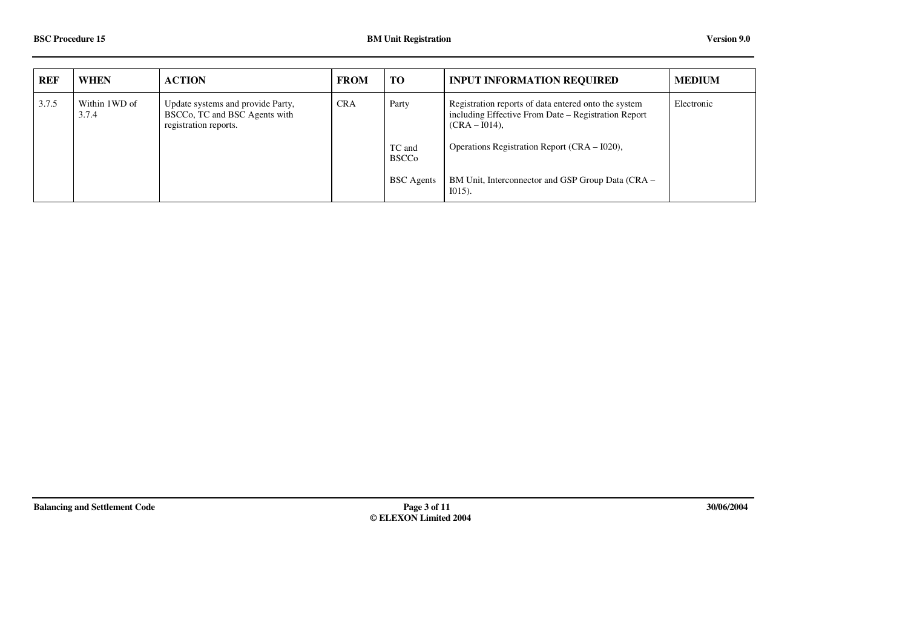| REF | WHEN | ACTION | FROM | TO | INPUT INFORMATION REQUIRED | MEDIUM |
|---|---|---|---|---|---|---|
| 3.7.5 | Within 1WD of 3.7.4 | Update systems and provide Party, BSCCo, TC and BSC Agents with registration reports. | CRA | Party | Registration reports of data entered onto the system including Effective From Date – Registration Report (CRA – I014), | Electronic |
| | | | | TC and BSCCo | Operations Registration Report (CRA – I020), | |
| | | | | BSC Agents | BM Unit, Interconnector and GSP Group Data (CRA – I015). | |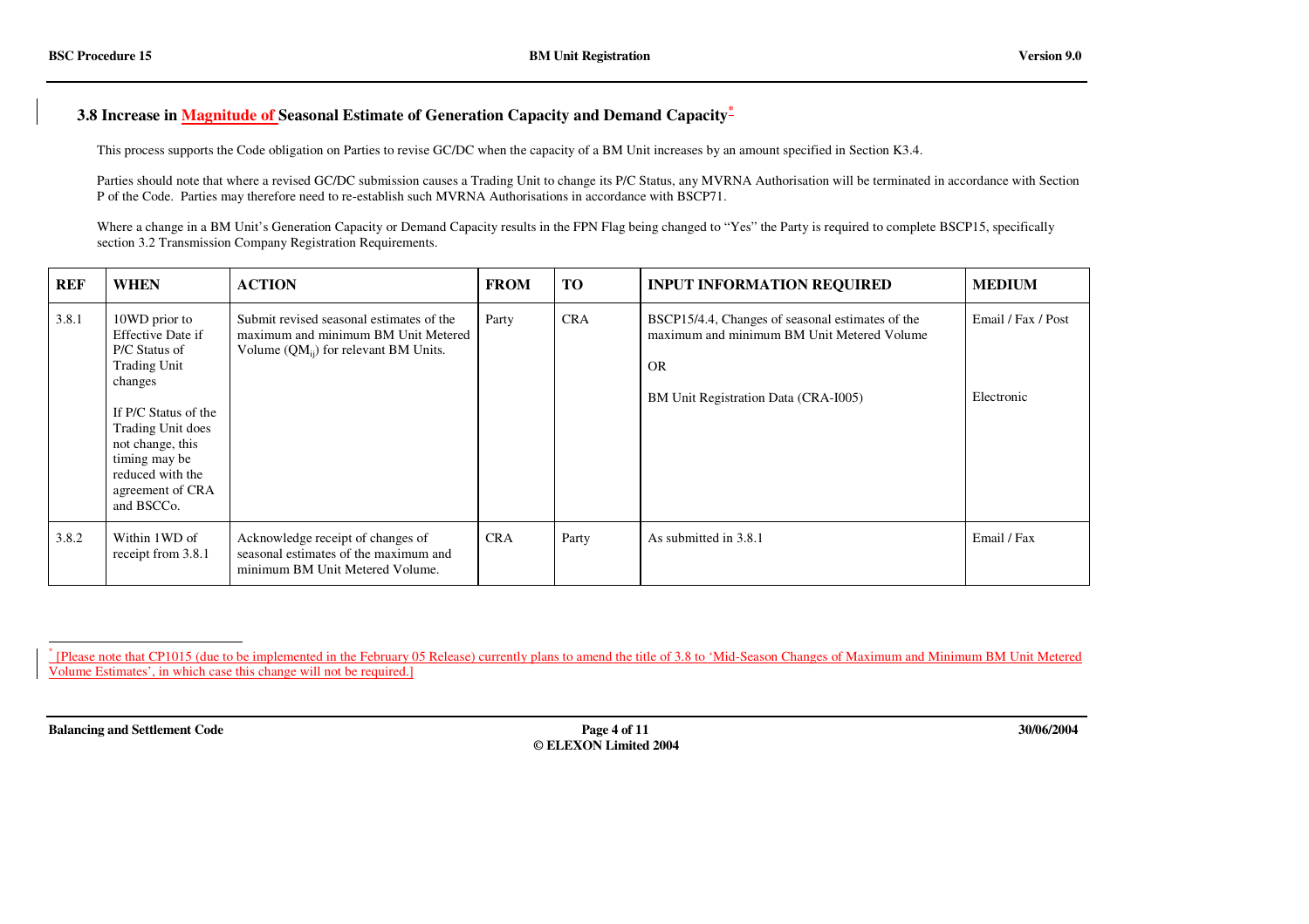### 3.8 Increase in Magnitude of Seasonal Estimate of Generation Capacity and Demand Capacity[*]

This process supports the Code obligation on Parties to revise GC/DC when the capacity of a BM Unit increases by an amount specified in Section K3.4.

Parties should note that where a revised GC/DC submission causes a Trading Unit to change its P/C Status, any MVRNA Authorisation will be terminated in accordance with Section P of the Code. Parties may therefore need to re-establish such MVRNA Authorisations in accordance with BSCP71.

Where a change in a BM Unit's Generation Capacity or Demand Capacity results in the FPN Flag being changed to "Yes" the Party is required to complete BSCP15, specifically section 3.2 Transmission Company Registration Requirements.

| REF | WHEN | ACTION | FROM | TO | INPUT INFORMATION REQUIRED | MEDIUM |
|---|---|---|---|---|---|---|
| 3.8.1 | 10WD prior to Effective Date if P/C Status of Trading Unit changes<br><br>If P/C Status of the Trading Unit does not change, this timing may be reduced with the agreement of CRA and BSCCo. | Submit revised seasonal estimates of the maximum and minimum BM Unit Metered Volume ($QM_{ij}$) for relevant BM Units. | Party | CRA | BSCP15/4.4, Changes of seasonal estimates of the maximum and minimum BM Unit Metered Volume<br><br>OR<br><br>BM Unit Registration Data (CRA-I005) | Email / Fax / Post<br><br><br><br>Electronic |
| 3.8.2 | Within 1WD of receipt from 3.8.1 | Acknowledge receipt of changes of seasonal estimates of the maximum and minimum BM Unit Metered Volume. | CRA | Party | As submitted in 3.8.1 | Email / Fax |

[*] [Please note that CP1015 (due to be implemented in the February 05 Release) currently plans to amend the title of 3.8 to 'Mid-Season Changes of Maximum and Minimum BM Unit Metered Volume Estimates', in which case this change will not be required.]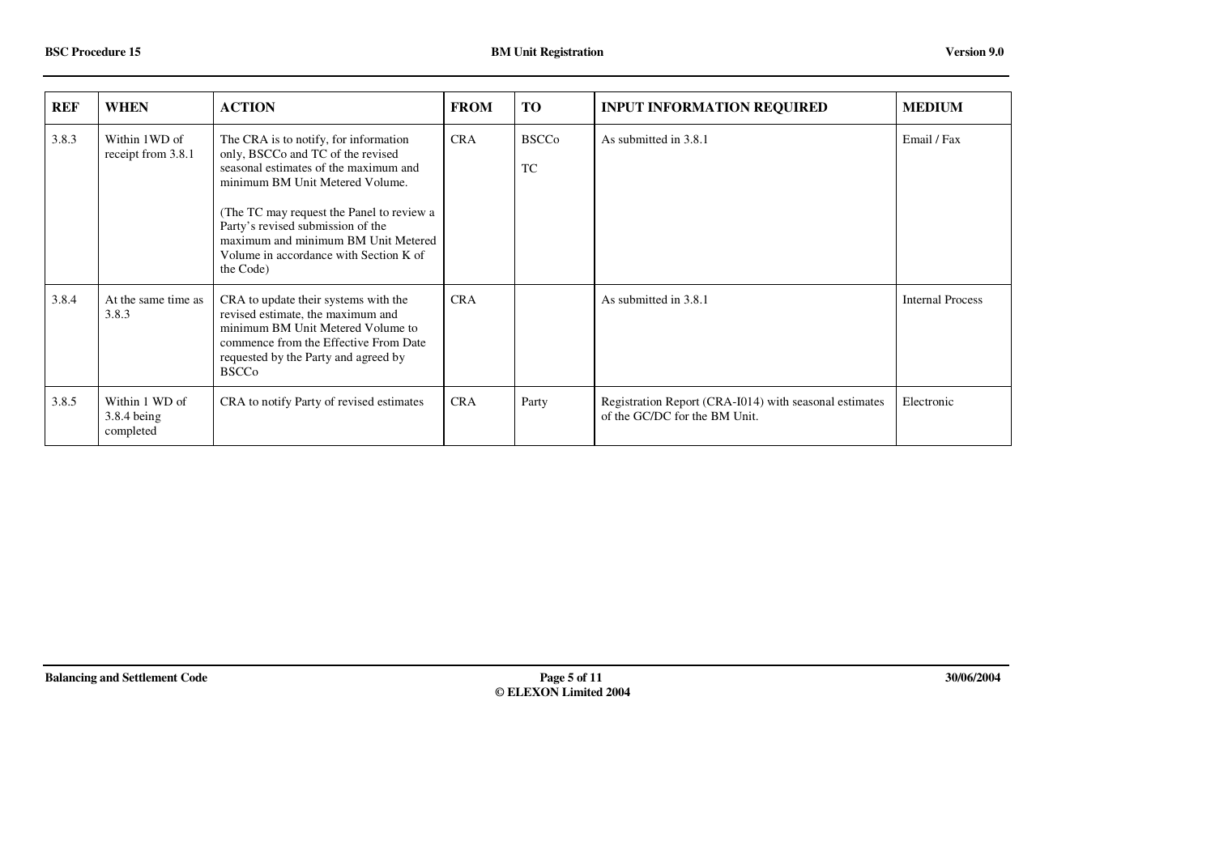| REF | WHEN | ACTION | FROM | TO | INPUT INFORMATION REQUIRED | MEDIUM |
|---|---|---|---|---|---|---|
| 3.8.3 | Within 1WD of receipt from 3.8.1 | The CRA is to notify, for information only, BSCCo and TC of the revised seasonal estimates of the maximum and minimum BM Unit Metered Volume.<br><br>(The TC may request the Panel to review a Party's revised submission of the maximum and minimum BM Unit Metered Volume in accordance with Section K of the Code) | CRA | BSCCo<br><br>TC | As submitted in 3.8.1 | Email / Fax |
| 3.8.4 | At the same time as 3.8.3 | CRA to update their systems with the revised estimate, the maximum and minimum BM Unit Metered Volume to commence from the Effective From Date requested by the Party and agreed by BSCCo | CRA | | As submitted in 3.8.1 | Internal Process |
| 3.8.5 | Within 1 WD of 3.8.4 being completed | CRA to notify Party of revised estimates | CRA | Party | Registration Report (CRA-I014) with seasonal estimates of the GC/DC for the BM Unit. | Electronic |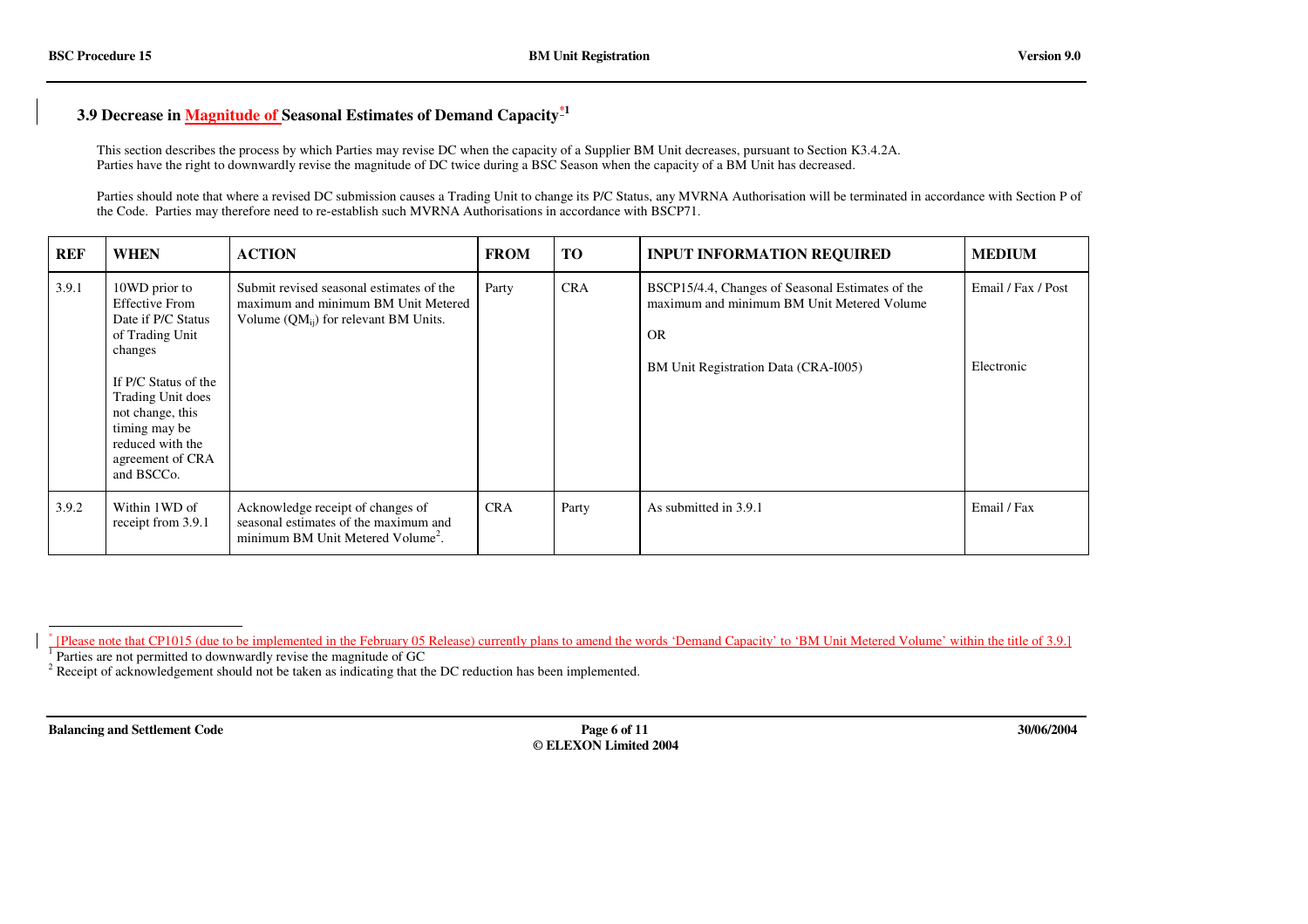### 3.9 Decrease in Magnitude of Seasonal Estimates of Demand Capacity[*][1]

This section describes the process by which Parties may revise DC when the capacity of a Supplier BM Unit decreases, pursuant to Section K3.4.2A.
Parties have the right to downwardly revise the magnitude of DC twice during a BSC Season when the capacity of a BM Unit has decreased.

Parties should note that where a revised DC submission causes a Trading Unit to change its P/C Status, any MVRNA Authorisation will be terminated in accordance with Section P of the Code. Parties may therefore need to re-establish such MVRNA Authorisations in accordance with BSCP71.

| REF | WHEN | ACTION | FROM | TO | INPUT INFORMATION REQUIRED | MEDIUM |
|---|---|---|---|---|---|---|
| 3.9.1 | 10WD prior to Effective From Date if P/C Status of Trading Unit changes<br><br>If P/C Status of the Trading Unit does not change, this timing may be reduced with the agreement of CRA and BSCCo. | Submit revised seasonal estimates of the maximum and minimum BM Unit Metered Volume ($QM_{ij}$) for relevant BM Units. | Party | CRA | BSCP15/4.4, Changes of Seasonal Estimates of the maximum and minimum BM Unit Metered Volume<br><br>OR<br><br>BM Unit Registration Data (CRA-I005) | Email / Fax / Post<br><br><br><br>Electronic |
| 3.9.2 | Within 1WD of receipt from 3.9.1 | Acknowledge receipt of changes of seasonal estimates of the maximum and minimum BM Unit Metered Volume[2]. | CRA | Party | As submitted in 3.9.1 | Email / Fax |

---

[*] [Please note that CP1015 (due to be implemented in the February 05 Release) currently plans to amend the words 'Demand Capacity' to 'BM Unit Metered Volume' within the title of 3.9.]

[1] Parties are not permitted to downwardly revise the magnitude of GC

[2] Receipt of acknowledgement should not be taken as indicating that the DC reduction has been implemented.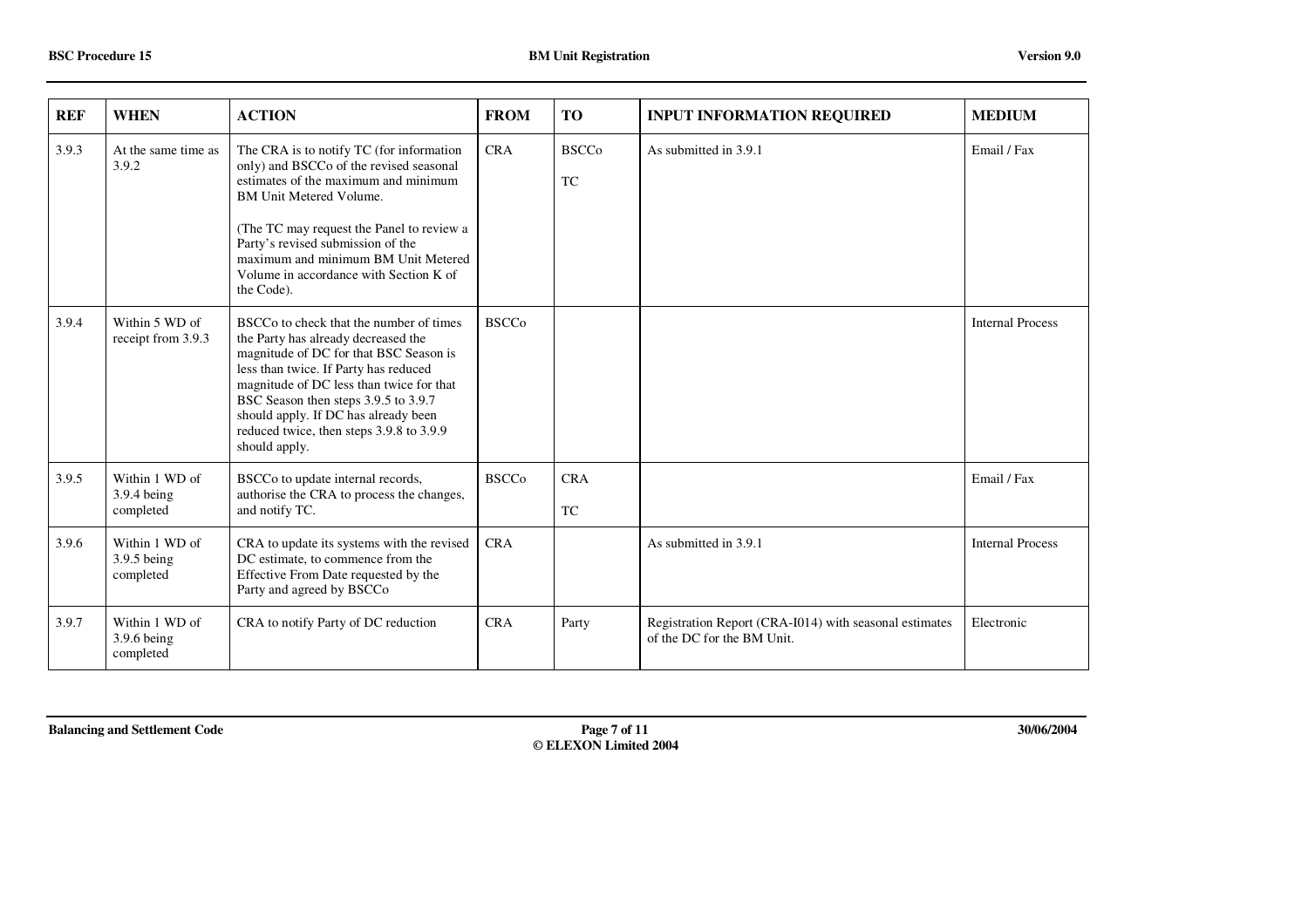| REF | WHEN | ACTION | FROM | TO | INPUT INFORMATION REQUIRED | MEDIUM |
|---|---|---|---|---|---|---|
| 3.9.3 | At the same time as 3.9.2 | The CRA is to notify TC (for information only) and BSCCo of the revised seasonal estimates of the maximum and minimum BM Unit Metered Volume.<br><br>(The TC may request the Panel to review a Party's revised submission of the maximum and minimum BM Unit Metered Volume in accordance with Section K of the Code). | CRA | BSCCo<br><br>TC | As submitted in 3.9.1 | Email / Fax |
| 3.9.4 | Within 5 WD of receipt from 3.9.3 | BSCCo to check that the number of times the Party has already decreased the magnitude of DC for that BSC Season is less than twice. If Party has reduced magnitude of DC less than twice for that BSC Season then steps 3.9.5 to 3.9.7 should apply. If DC has already been reduced twice, then steps 3.9.8 to 3.9.9 should apply. | BSCCo | | | Internal Process |
| 3.9.5 | Within 1 WD of 3.9.4 being completed | BSCCo to update internal records, authorise the CRA to process the changes, and notify TC. | BSCCo | CRA<br><br>TC | | Email / Fax |
| 3.9.6 | Within 1 WD of 3.9.5 being completed | CRA to update its systems with the revised DC estimate, to commence from the Effective From Date requested by the Party and agreed by BSCCo | CRA | | As submitted in 3.9.1 | Internal Process |
| 3.9.7 | Within 1 WD of 3.9.6 being completed | CRA to notify Party of DC reduction | CRA | Party | Registration Report (CRA-I014) with seasonal estimates of the DC for the BM Unit. | Electronic |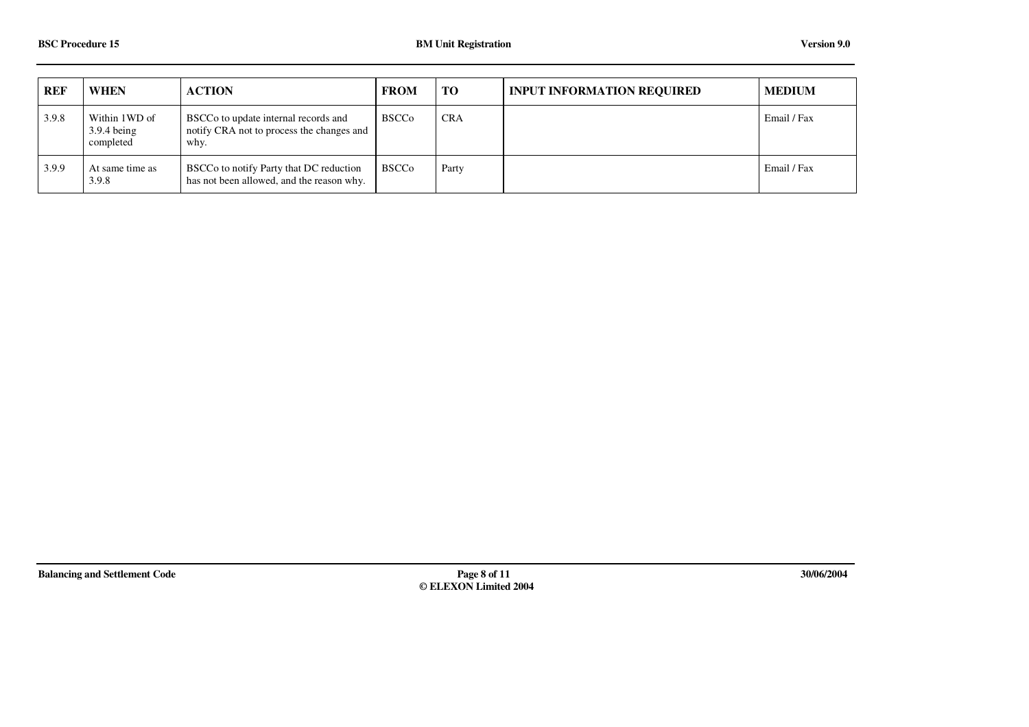| REF | WHEN | ACTION | FROM | TO | INPUT INFORMATION REQUIRED | MEDIUM |
|---|---|---|---|---|---|---|
| 3.9.8 | Within 1WD of 3.9.4 being completed | BSCCo to update internal records and notify CRA not to process the changes and why. | BSCCo | CRA | | Email / Fax |
| 3.9.9 | At same time as 3.9.8 | BSCCo to notify Party that DC reduction has not been allowed, and the reason why. | BSCCo | Party | | Email / Fax |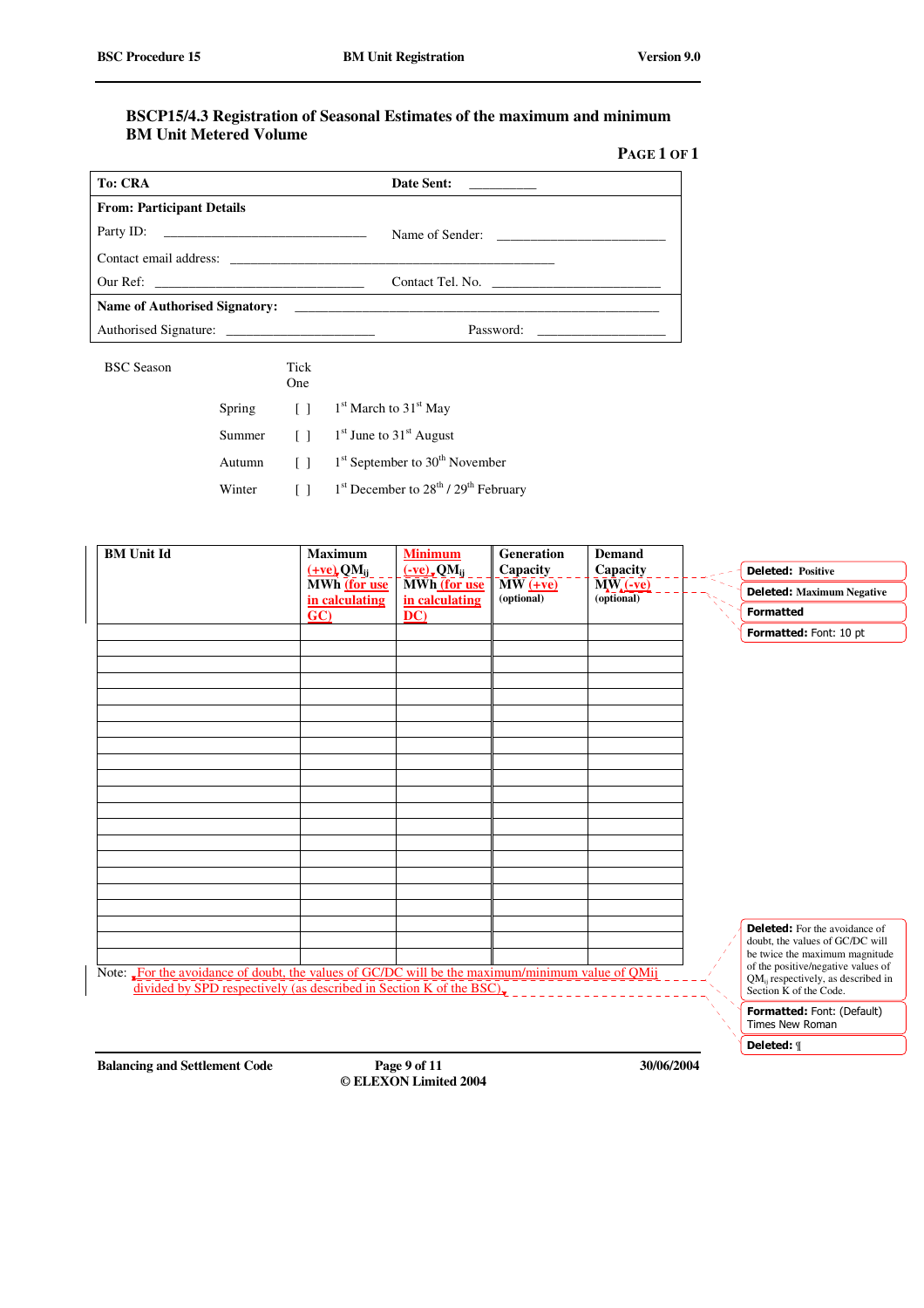### BSCP15/4.3 Registration of Seasonal Estimates of the maximum and minimum BM Unit Metered Volume

**PAGE 1 OF 1**

| **To: CRA** | **Date Sent:** __________ |
|---|---|
| **From: Participant Details** | |
| Party ID: ______________________________ | Name of Sender: _________________________ |
| Contact email address: ________________________________________________ | |
| Our Ref: _______________________________ | Contact Tel. No. _________________________ |
| **Name of Authorised Signatory:** _______________________________________________________ | |
| Authorised Signature: ______________________ | Password: ___________________ |

| BSC Season | | Tick One | |
|---|---|---|---|
| | Spring | [ ] | 1st March to 31st May |
| | Summer | [ ] | 1st June to 31st August |
| | Autumn | [ ] | 1st September to 30th November |
| | Winter | [ ] | 1st December to 28th / 29th February |

| BM Unit Id | Maximum (+ve) $QM_{ij}$ MWh (for use in calculating GC) | Minimum (-ve) $QM_{ij}$ MWh (for use in calculating DC) | Generation Capacity MW (+ve) (optional) | Demand Capacity MW (-ve) (optional) |
|---|---|---|---|---|
| | | | | |
| | | | | |
| | | | | |
| | | | | |
| | | | | |
| | | | | |
| | | | | |
| | | | | |
| | | | | |
| | | | | |
| | | | | |
| | | | | |
| | | | | |
| | | | | |
| | | | | |
| | | | | |
| | | | | |
| | | | | |
| | | | | |
| | | | | |
| | | | | |

Note: For the avoidance of doubt, the values of GC/DC will be the maximum/minimum value of QMij divided by SPD respectively (as described in Section K of the BSC).

Deleted: Positive

Deleted: Maximum Negative

Formatted

Formatted: Font: 10 pt

Deleted: For the avoidance of doubt, the values of GC/DC will be twice the maximum magnitude of the positive/negative values of $QM_{ij}$ respectively, as described in Section K of the Code.

Formatted: Font: (Default) Times New Roman

Deleted: ¶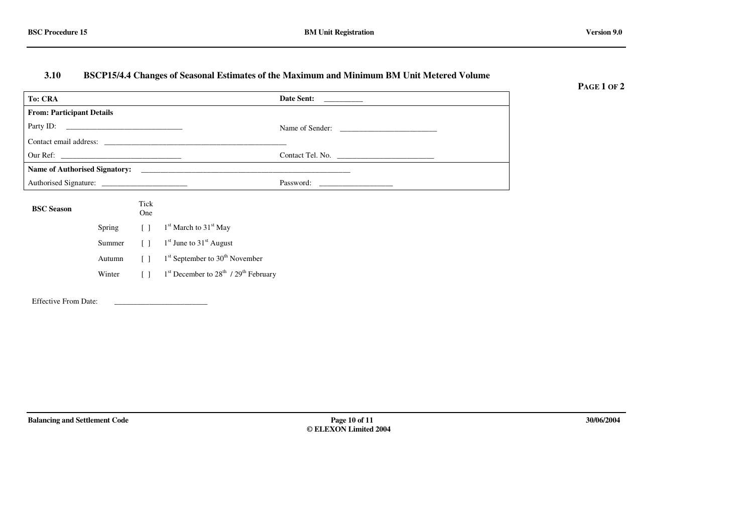### 3.10 BSCP15/4.4 Changes of Seasonal Estimates of the Maximum and Minimum BM Unit Metered Volume

**PAGE 1 OF 2**

| **To: CRA** | **Date Sent:** __________ |
|---|---|
| **From: Participant Details** | |
| Party ID: ______________________________ | Name of Sender: _________________________ |
| Contact email address: ______________________________________________ | |
| Our Ref: ______________________________ | Contact Tel. No. _________________________ |
| **Name of Authorised Signatory:** ______________________________________________________ | |
| Authorised Signature: ______________________ | Password: ___________________ |

**BSC Season**

| | Tick One | |
|---|---|---|
| Spring | [ ] | 1st March to 31st May |
| Summer | [ ] | 1st June to 31st August |
| Autumn | [ ] | 1st September to 30th November |
| Winter | [ ] | 1st December to 28th / 29th February |

Effective From Date: ________________________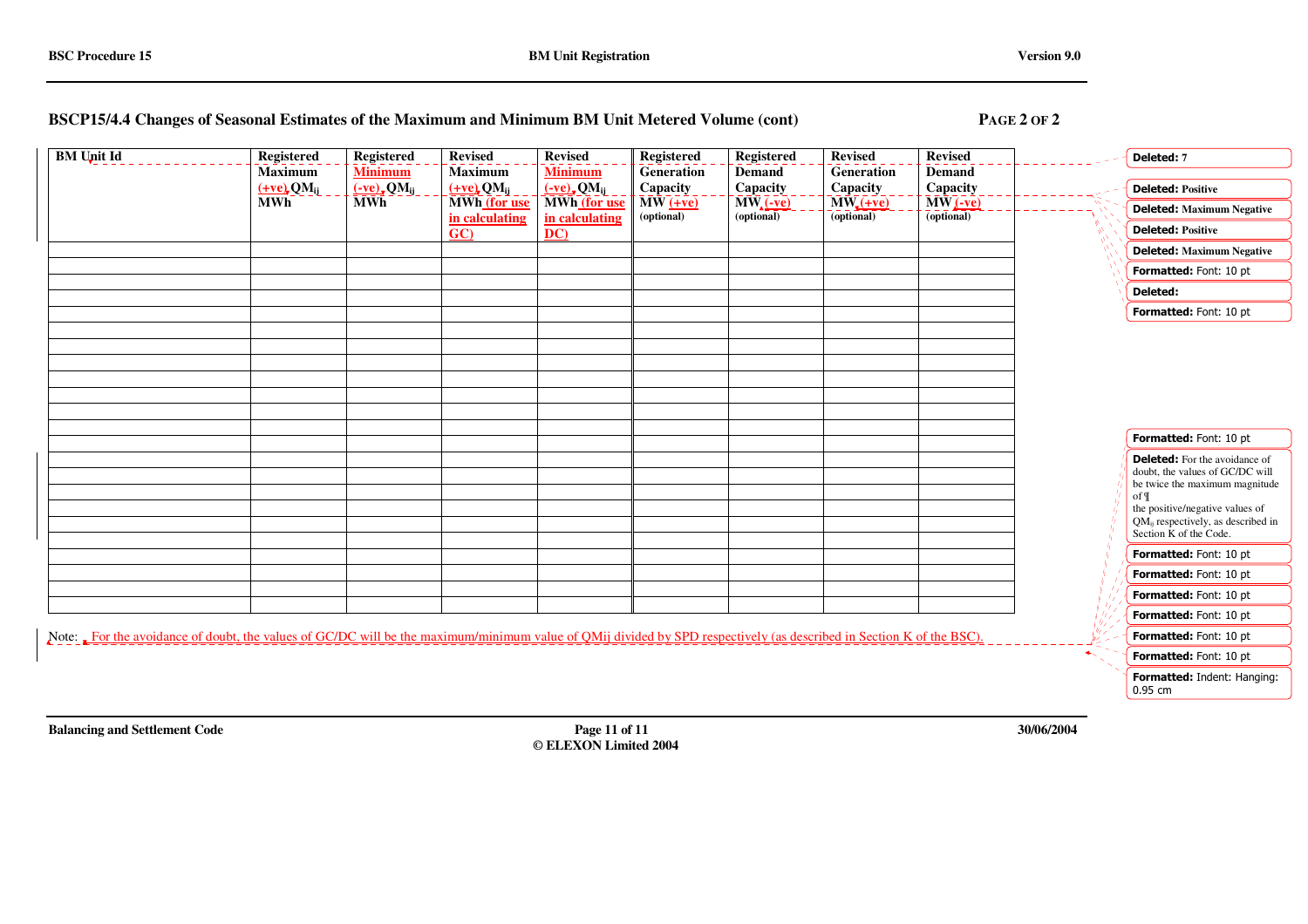## BSCP15/4.4 Changes of Seasonal Estimates of the Maximum and Minimum BM Unit Metered Volume (cont)

**PAGE 2 OF 2**

| BM Unit Id | Registered Maximum (+ve) $QM_{ij}$ MWh | Registered Minimum (-ve) $QM_{ij}$ MWh | Revised Maximum (+ve) $QM_{ij}$ MWh (for use in calculating GC) | Revised Minimum (-ve) $QM_{ij}$ MWh (for use in calculating DC) | Registered Generation Capacity MW (+ve) (optional) | Registered Demand Capacity MW (-ve) (optional) | Revised Generation Capacity MW (+ve) (optional) | Revised Demand Capacity MW (-ve) (optional) |
|---|---|---|---|---|---|---|---|---|
| | | | | | | | | |
| | | | | | | | | |
| | | | | | | | | |
| | | | | | | | | |
| | | | | | | | | |
| | | | | | | | | |
| | | | | | | | | |
| | | | | | | | | |
| | | | | | | | | |
| | | | | | | | | |
| | | | | | | | | |
| | | | | | | | | |
| | | | | | | | | |
| | | | | | | | | |
| | | | | | | | | |
| | | | | | | | | |
| | | | | | | | | |
| | | | | | | | | |
| | | | | | | | | |
| | | | | | | | | |
| | | | | | | | | |
| | | | | | | | | |

Note: For the avoidance of doubt, the values of GC/DC will be the maximum/minimum value of QMij divided by SPD respectively (as described in Section K of the BSC).